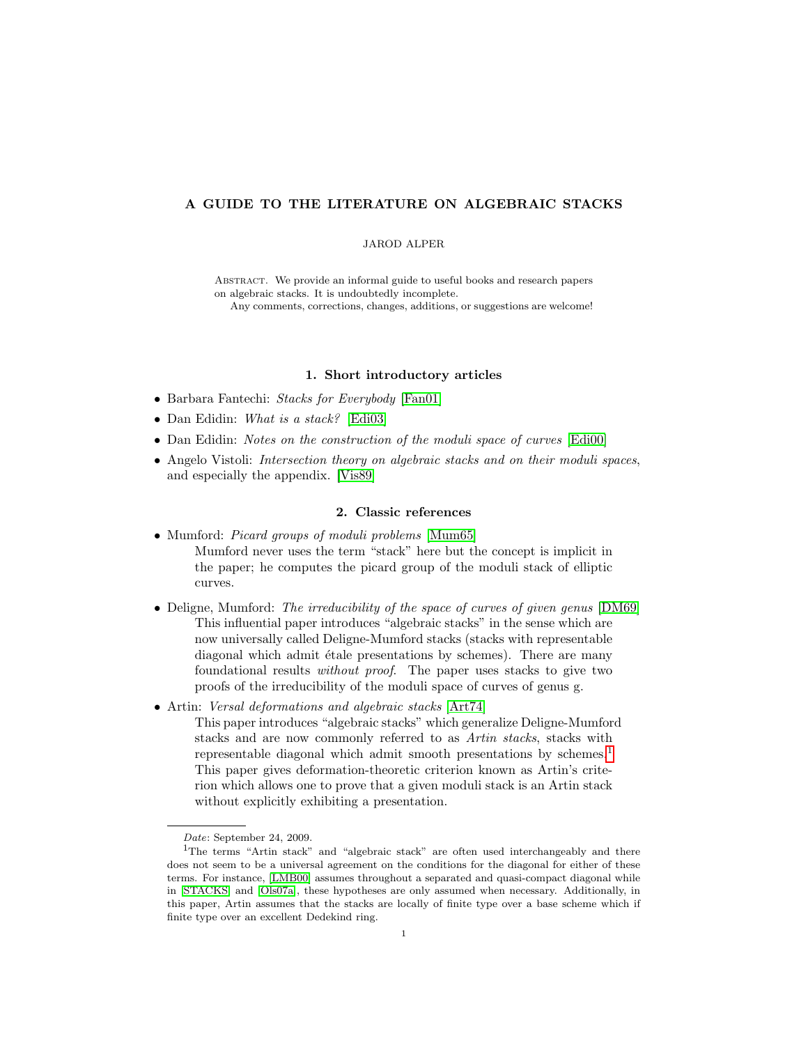# A GUIDE TO THE LITERATURE ON ALGEBRAIC STACKS

JAROD ALPER

Abstract. We provide an informal guide to useful books and research papers on algebraic stacks. It is undoubtedly incomplete.

Any comments, corrections, changes, additions, or suggestions are welcome!

## 1. Short introductory articles

- Barbara Fantechi: *Stacks for Everybody* [Fan01]
- Dan Edidin: *What is a stack?* [Edi03]
- Dan Edidin: *Notes on the construction of the moduli space of curves* [Edi00]
- Angelo Vistoli: *Intersection theory on algebraic stacks and on their moduli spaces*, and especially the appendix. [Vis89]

## 2. Classic references

- Mumford: *Picard groups of moduli problems* [Mum65]

  Mumford never uses the term "stack" here but the concept is implicit in the paper; he computes the picard group of the moduli stack of elliptic curves.

- Deligne, Mumford: *The irreducibility of the space of curves of given genus* [DM69]

  This influential paper introduces "algebraic stacks" in the sense which are now universally called Deligne-Mumford stacks (stacks with representable diagonal which admit étale presentations by schemes). There are many foundational results *without proof*. The paper uses stacks to give two proofs of the irreducibility of the moduli space of curves of genus g.

- Artin: *Versal deformations and algebraic stacks* [Art74]

  This paper introduces "algebraic stacks" which generalize Deligne-Mumford stacks and are now commonly referred to as *Artin stacks*, stacks with representable diagonal which admit smooth presentations by schemes.[1] This paper gives deformation-theoretic criterion known as Artin's criterion which allows one to prove that a given moduli stack is an Artin stack without explicitly exhibiting a presentation.

---

*Date*: September 24, 2009.

[1] The terms "Artin stack" and "algebraic stack" are often used interchangeably and there does not seem to be a universal agreement on the conditions for the diagonal for either of these terms. For instance, [LMB00] assumes throughout a separated and quasi-compact diagonal while in [STACKS] and [Ols07a], these hypotheses are only assumed when necessary. Additionally, in this paper, Artin assumes that the stacks are locally of finite type over a base scheme which if finite type over an excellent Dedekind ring.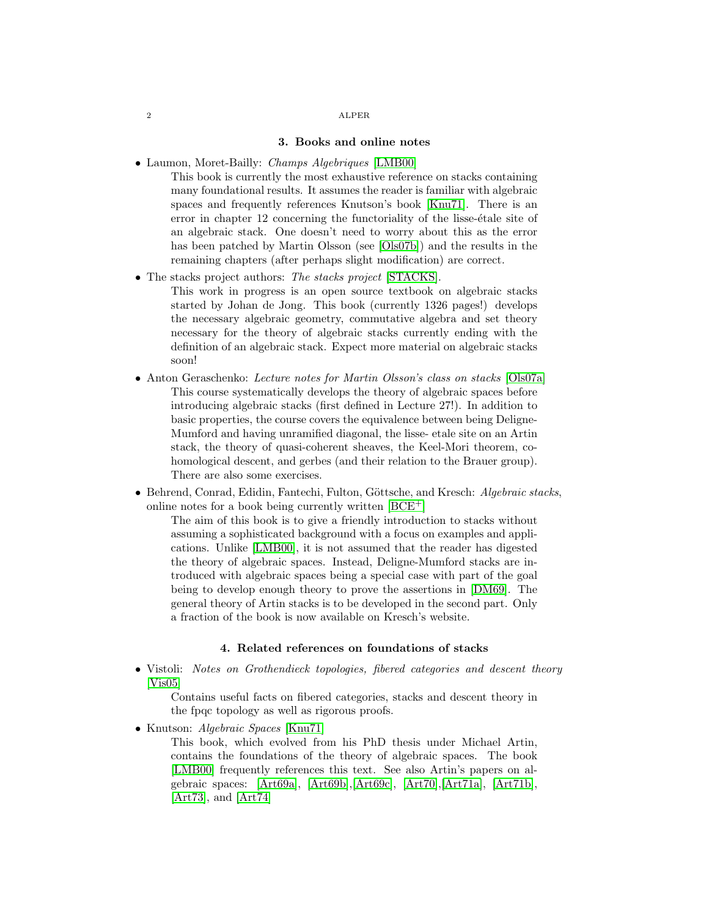## 3. Books and online notes

- Laumon, Moret-Bailly: *Champs Algebriques* [LMB00]

  This book is currently the most exhaustive reference on stacks containing many foundational results. It assumes the reader is familiar with algebraic spaces and frequently references Knutson's book [Knu71]. There is an error in chapter 12 concerning the functoriality of the lisse-étale site of an algebraic stack. One doesn't need to worry about this as the error has been patched by Martin Olsson (see [Ols07b]) and the results in the remaining chapters (after perhaps slight modification) are correct.

- The stacks project authors: *The stacks project* [STACKS].

  This work in progress is an open source textbook on algebraic stacks started by Johan de Jong. This book (currently 1326 pages!) develops the necessary algebraic geometry, commutative algebra and set theory necessary for the theory of algebraic stacks currently ending with the definition of an algebraic stack. Expect more material on algebraic stacks soon!

- Anton Geraschenko: *Lecture notes for Martin Olsson's class on stacks* [Ols07a]

  This course systematically develops the theory of algebraic spaces before introducing algebraic stacks (first defined in Lecture 27!). In addition to basic properties, the course covers the equivalence between being Deligne-Mumford and having unramified diagonal, the lisse- etale site on an Artin stack, the theory of quasi-coherent sheaves, the Keel-Mori theorem, cohomological descent, and gerbes (and their relation to the Brauer group). There are also some exercises.

- Behrend, Conrad, Edidin, Fantechi, Fulton, Göttsche, and Kresch: *Algebraic stacks*, online notes for a book being currently written [BCE+]

  The aim of this book is to give a friendly introduction to stacks without assuming a sophisticated background with a focus on examples and applications. Unlike [LMB00], it is not assumed that the reader has digested the theory of algebraic spaces. Instead, Deligne-Mumford stacks are introduced with algebraic spaces being a special case with part of the goal being to develop enough theory to prove the assertions in [DM69]. The general theory of Artin stacks is to be developed in the second part. Only a fraction of the book is now available on Kresch's website.

## 4. Related references on foundations of stacks

- Vistoli: *Notes on Grothendieck topologies, fibered categories and descent theory* [Vis05]

  Contains useful facts on fibered categories, stacks and descent theory in the fpqc topology as well as rigorous proofs.

- Knutson: *Algebraic Spaces* [Knu71]

  This book, which evolved from his PhD thesis under Michael Artin, contains the foundations of the theory of algebraic spaces. The book [LMB00] frequently references this text. See also Artin's papers on algebraic spaces: [Art69a], [Art69b],[Art69c], [Art70],[Art71a], [Art71b], [Art73], and [Art74]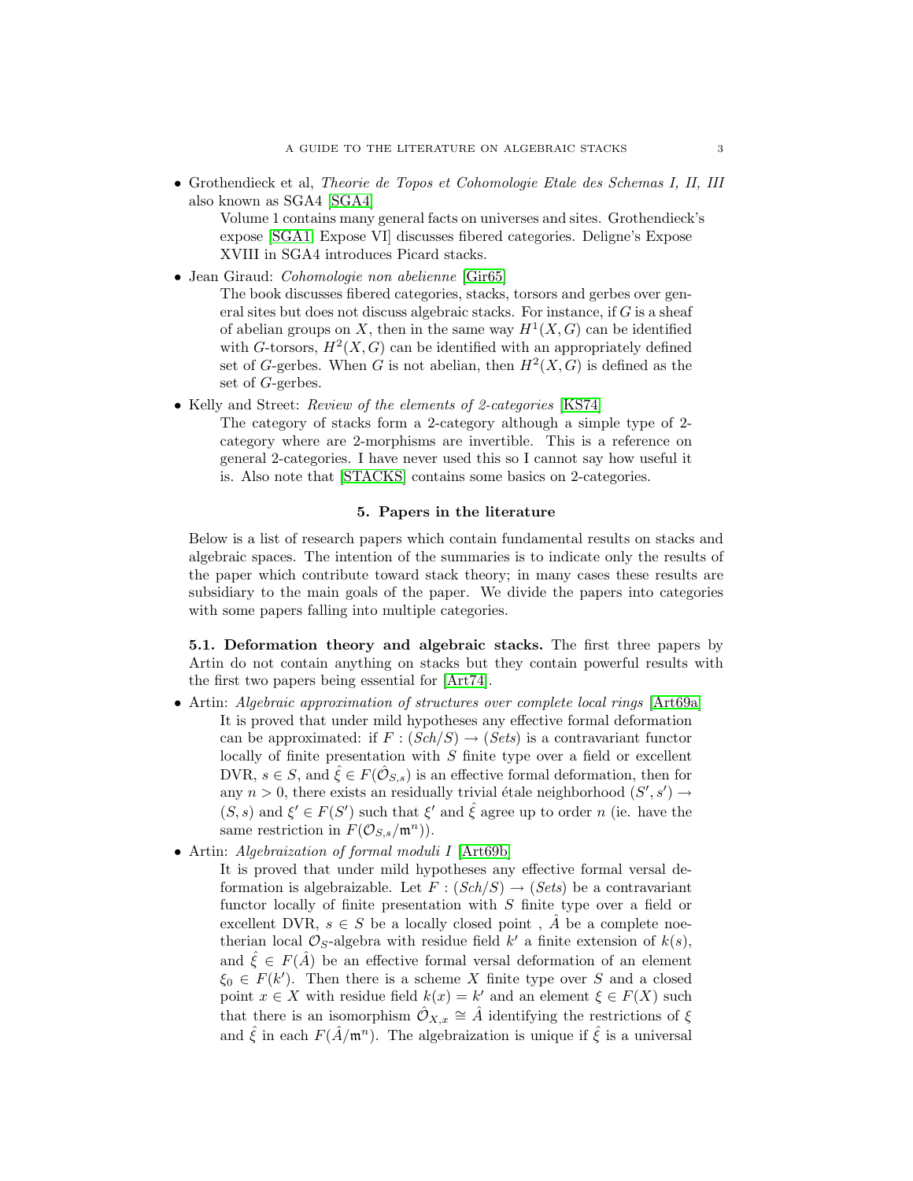- Grothendieck et al, *Theorie de Topos et Cohomologie Etale des Schemas I, II, III* also known as SGA4 [SGA4]

  Volume 1 contains many general facts on universes and sites. Grothendieck's expose [SGA1, Expose VI] discusses fibered categories. Deligne's Expose XVIII in SGA4 introduces Picard stacks.

- Jean Giraud: *Cohomologie non abelienne* [Gir65]

  The book discusses fibered categories, stacks, torsors and gerbes over general sites but does not discuss algebraic stacks. For instance, if $G$ is a sheaf of abelian groups on $X$, then in the same way $H^1(X, G)$ can be identified with $G$-torsors, $H^2(X, G)$ can be identified with an appropriately defined set of $G$-gerbes. When $G$ is not abelian, then $H^2(X, G)$ is defined as the set of $G$-gerbes.

- Kelly and Street: *Review of the elements of 2-categories* [KS74]

  The category of stacks form a 2-category although a simple type of 2-category where are 2-morphisms are invertible. This is a reference on general 2-categories. I have never used this so I cannot say how useful it is. Also note that [STACKS] contains some basics on 2-categories.

## 5. Papers in the literature

Below is a list of research papers which contain fundamental results on stacks and algebraic spaces. The intention of the summaries is to indicate only the results of the paper which contribute toward stack theory; in many cases these results are subsidiary to the main goals of the paper. We divide the papers into categories with some papers falling into multiple categories.

**5.1. Deformation theory and algebraic stacks.** The first three papers by Artin do not contain anything on stacks but they contain powerful results with the first two papers being essential for [Art74].

- Artin: *Algebraic approximation of structures over complete local rings* [Art69a]

  It is proved that under mild hypotheses any effective formal deformation can be approximated: if $F : (Sch/S) \to (Sets)$ is a contravariant functor locally of finite presentation with $S$ finite type over a field or excellent DVR, $s \in S$, and $\hat{\xi} \in F(\hat{\mathcal{O}}_{S,s})$ is an effective formal deformation, then for any $n > 0$, there exists an residually trivial étale neighborhood $(S', s') \to (S, s)$ and $\xi' \in F(S')$ such that $\xi'$ and $\hat{\xi}$ agree up to order $n$ (ie. have the same restriction in $F(\mathcal{O}_{S,s}/\mathfrak{m}^n)$).

- Artin: *Algebraization of formal moduli I* [Art69b]

  It is proved that under mild hypotheses any effective formal versal deformation is algebraizable. Let $F : (Sch/S) \to (Sets)$ be a contravariant functor locally of finite presentation with $S$ finite type over a field or excellent DVR, $s \in S$ be a locally closed point , $\hat{A}$ be a complete noetherian local $\mathcal{O}_S$-algebra with residue field $k'$ a finite extension of $k(s)$, and $\hat{\xi} \in F(\hat{A})$ be an effective formal versal deformation of an element $\xi_0 \in F(k')$. Then there is a scheme $X$ finite type over $S$ and a closed point $x \in X$ with residue field $k(x) = k'$ and an element $\xi \in F(X)$ such that there is an isomorphism $\hat{\mathcal{O}}_{X,x} \cong \hat{A}$ identifying the restrictions of $\xi$ and $\hat{\xi}$ in each $F(\hat{A}/\mathfrak{m}^n)$. The algebraization is unique if $\hat{\xi}$ is a universal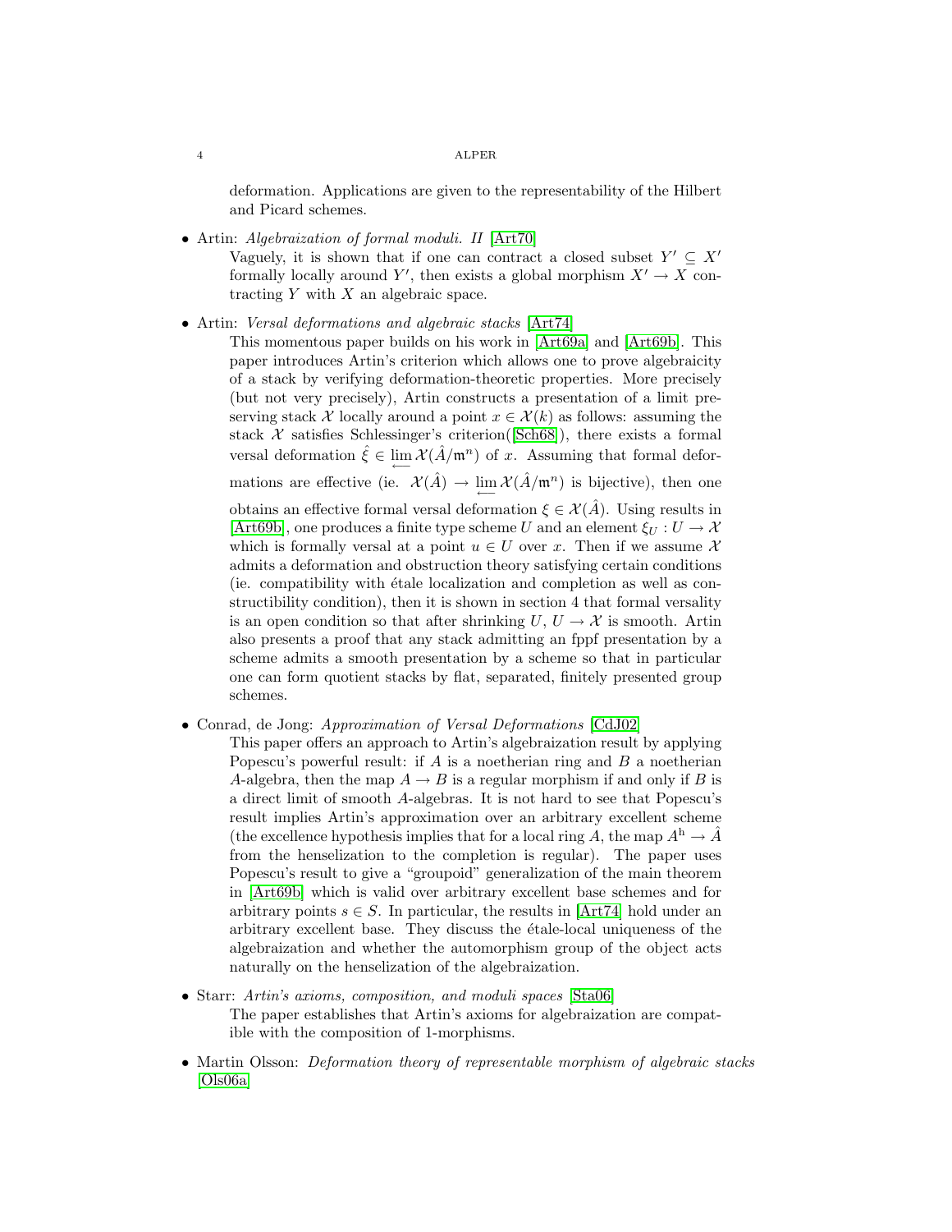deformation. Applications are given to the representability of the Hilbert and Picard schemes.

- Artin: *Algebraization of formal moduli. II* [Art70]
  Vaguely, it is shown that if one can contract a closed subset $Y' \subseteq X'$ formally locally around $Y'$, then exists a global morphism $X' \to X$ contracting $Y$ with $X$ an algebraic space.

- Artin: *Versal deformations and algebraic stacks* [Art74]
  This momentous paper builds on his work in [Art69a] and [Art69b]. This paper introduces Artin's criterion which allows one to prove algebraicity of a stack by verifying deformation-theoretic properties. More precisely (but not very precisely), Artin constructs a presentation of a limit preserving stack $\mathcal{X}$ locally around a point $x \in \mathcal{X}(k)$ as follows: assuming the stack $\mathcal{X}$ satisfies Schlessinger's criterion([Sch68]), there exists a formal versal deformation $\hat{\xi} \in \varprojlim \mathcal{X}(\hat{A}/\mathfrak{m}^n)$ of $x$. Assuming that formal deformations are effective (ie. $\mathcal{X}(\hat{A}) \to \varprojlim \mathcal{X}(\hat{A}/\mathfrak{m}^n)$ is bijective), then one obtains an effective formal versal deformation $\xi \in \mathcal{X}(\hat{A})$. Using results in [Art69b], one produces a finite type scheme $U$ and an element $\xi_U : U \to \mathcal{X}$ which is formally versal at a point $u \in U$ over $x$. Then if we assume $\mathcal{X}$ admits a deformation and obstruction theory satisfying certain conditions (ie. compatibility with étale localization and completion as well as constructibility condition), then it is shown in section 4 that formal versality is an open condition so that after shrinking $U$, $U \to \mathcal{X}$ is smooth. Artin also presents a proof that any stack admitting an fppf presentation by a scheme admits a smooth presentation by a scheme so that in particular one can form quotient stacks by flat, separated, finitely presented group schemes.

- Conrad, de Jong: *Approximation of Versal Deformations* [CdJ02]
  This paper offers an approach to Artin's algebraization result by applying Popescu's powerful result: if $A$ is a noetherian ring and $B$ a noetherian $A$-algebra, then the map $A \to B$ is a regular morphism if and only if $B$ is a direct limit of smooth $A$-algebras. It is not hard to see that Popescu's result implies Artin's approximation over an arbitrary excellent scheme (the excellence hypothesis implies that for a local ring $A$, the map $A^{\mathrm{h}} \to \hat{A}$ from the henselization to the completion is regular). The paper uses Popescu's result to give a "groupoid" generalization of the main theorem in [Art69b] which is valid over arbitrary excellent base schemes and for arbitrary points $s \in S$. In particular, the results in [Art74] hold under an arbitrary excellent base. They discuss the étale-local uniqueness of the algebraization and whether the automorphism group of the object acts naturally on the henselization of the algebraization.

- Starr: *Artin's axioms, composition, and moduli spaces* [Sta06]
  The paper establishes that Artin's axioms for algebraization are compatible with the composition of 1-morphisms.

- Martin Olsson: *Deformation theory of representable morphism of algebraic stacks* [Ols06a]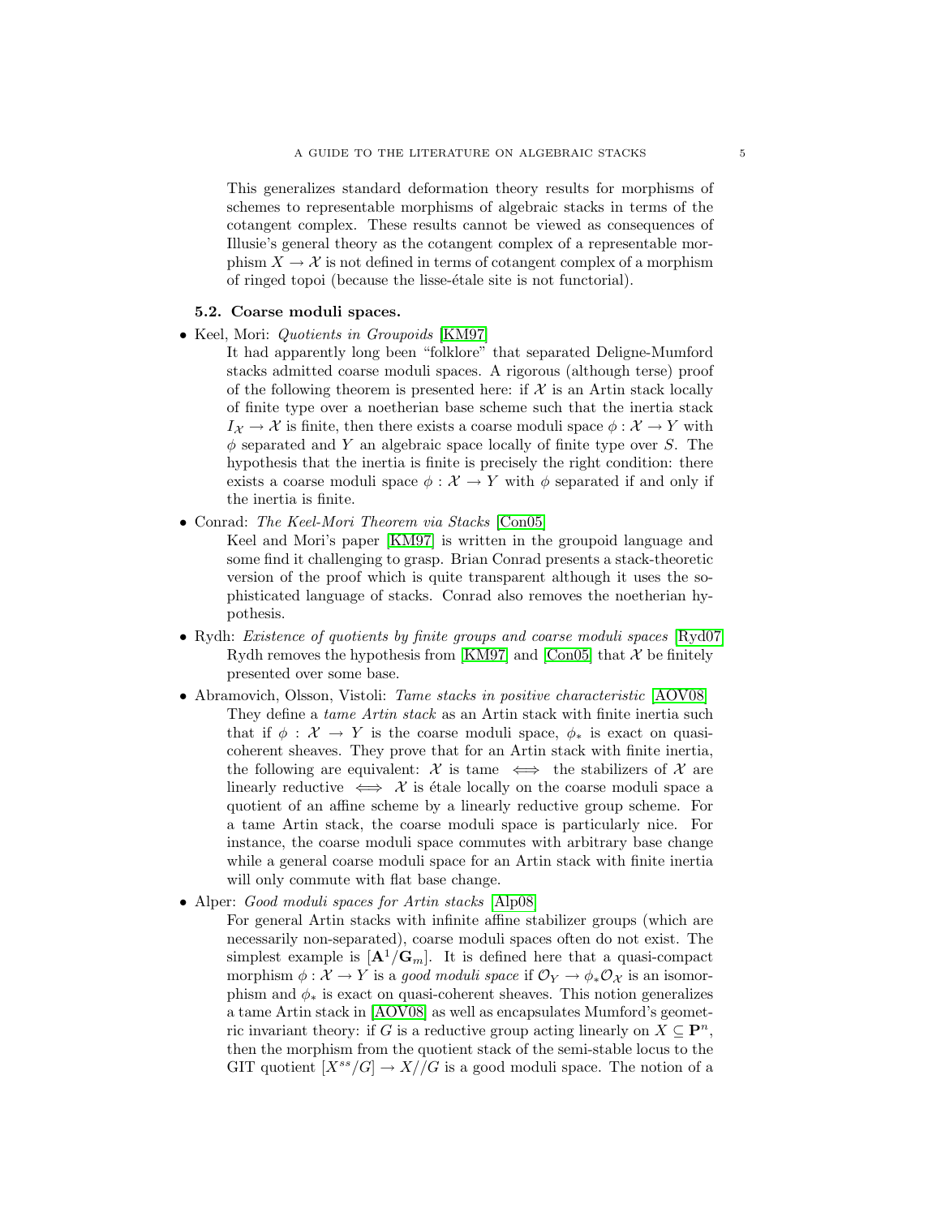This generalizes standard deformation theory results for morphisms of schemes to representable morphisms of algebraic stacks in terms of the cotangent complex. These results cannot be viewed as consequences of Illusie's general theory as the cotangent complex of a representable morphism $X \to \mathcal{X}$ is not defined in terms of cotangent complex of a morphism of ringed topoi (because the lisse-étale site is not functorial).

### 5.2. Coarse moduli spaces.

- Keel, Mori: *Quotients in Groupoids* [KM97]
  
  It had apparently long been "folklore" that separated Deligne-Mumford stacks admitted coarse moduli spaces. A rigorous (although terse) proof of the following theorem is presented here: if $\mathcal{X}$ is an Artin stack locally of finite type over a noetherian base scheme such that the inertia stack $I_{\mathcal{X}} \to \mathcal{X}$ is finite, then there exists a coarse moduli space $\phi : \mathcal{X} \to Y$ with $\phi$ separated and $Y$ an algebraic space locally of finite type over $S$. The hypothesis that the inertia is finite is precisely the right condition: there exists a coarse moduli space $\phi : \mathcal{X} \to Y$ with $\phi$ separated if and only if the inertia is finite.
- Conrad: *The Keel-Mori Theorem via Stacks* [Con05]
  
  Keel and Mori's paper [KM97] is written in the groupoid language and some find it challenging to grasp. Brian Conrad presents a stack-theoretic version of the proof which is quite transparent although it uses the sophisticated language of stacks. Conrad also removes the noetherian hypothesis.
- Rydh: *Existence of quotients by finite groups and coarse moduli spaces* [Ryd07]
  
  Rydh removes the hypothesis from [KM97] and [Con05] that $\mathcal{X}$ be finitely presented over some base.
- Abramovich, Olsson, Vistoli: *Tame stacks in positive characteristic* [AOV08]
  
  They define a *tame Artin stack* as an Artin stack with finite inertia such that if $\phi : \mathcal{X} \to Y$ is the coarse moduli space, $\phi_*$ is exact on quasi-coherent sheaves. They prove that for an Artin stack with finite inertia, the following are equivalent: $\mathcal{X}$ is tame $\iff$ the stabilizers of $\mathcal{X}$ are linearly reductive $\iff$ $\mathcal{X}$ is étale locally on the coarse moduli space a quotient of an affine scheme by a linearly reductive group scheme. For a tame Artin stack, the coarse moduli space is particularly nice. For instance, the coarse moduli space commutes with arbitrary base change while a general coarse moduli space for an Artin stack with finite inertia will only commute with flat base change.
- Alper: *Good moduli spaces for Artin stacks* [Alp08]
  
  For general Artin stacks with infinite affine stabilizer groups (which are necessarily non-separated), coarse moduli spaces often do not exist. The simplest example is $[\mathbf{A}^1/\mathbf{G}_m]$. It is defined here that a quasi-compact morphism $\phi : \mathcal{X} \to Y$ is a *good moduli space* if $\mathcal{O}_Y \to \phi_* \mathcal{O}_{\mathcal{X}}$ is an isomorphism and $\phi_*$ is exact on quasi-coherent sheaves. This notion generalizes a tame Artin stack in [AOV08] as well as encapsulates Mumford's geometric invariant theory: if $G$ is a reductive group acting linearly on $X \subseteq \mathbf{P}^n$, then the morphism from the quotient stack of the semi-stable locus to the GIT quotient $[X^{ss}/G] \to X//G$ is a good moduli space. The notion of a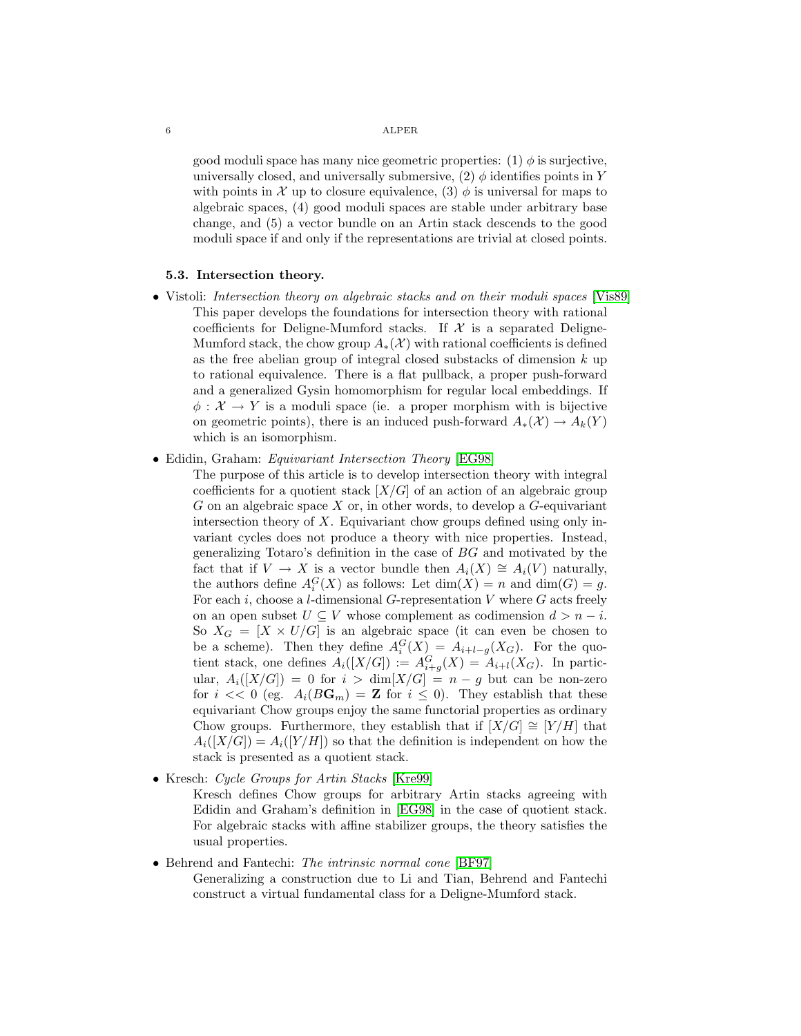good moduli space has many nice geometric properties: (1) $\phi$ is surjective, universally closed, and universally submersive, (2) $\phi$ identifies points in $Y$ with points in $\mathcal{X}$ up to closure equivalence, (3) $\phi$ is universal for maps to algebraic spaces, (4) good moduli spaces are stable under arbitrary base change, and (5) a vector bundle on an Artin stack descends to the good moduli space if and only if the representations are trivial at closed points.

### 5.3. Intersection theory.

- Vistoli: *Intersection theory on algebraic stacks and on their moduli spaces* [Vis89]
  This paper develops the foundations for intersection theory with rational coefficients for Deligne-Mumford stacks. If $\mathcal{X}$ is a separated Deligne-Mumford stack, the chow group $A_*(\mathcal{X})$ with rational coefficients is defined as the free abelian group of integral closed substacks of dimension $k$ up to rational equivalence. There is a flat pullback, a proper push-forward and a generalized Gysin homomorphism for regular local embeddings. If $\phi : \mathcal{X} \to Y$ is a moduli space (ie. a proper morphism with is bijective on geometric points), there is an induced push-forward $A_*(\mathcal{X}) \to A_k(Y)$ which is an isomorphism.
- Edidin, Graham: *Equivariant Intersection Theory* [EG98]
  The purpose of this article is to develop intersection theory with integral coefficients for a quotient stack $[X/G]$ of an action of an algebraic group $G$ on an algebraic space $X$ or, in other words, to develop a $G$-equivariant intersection theory of $X$. Equivariant chow groups defined using only invariant cycles does not produce a theory with nice properties. Instead, generalizing Totaro's definition in the case of $BG$ and motivated by the fact that if $V \to X$ is a vector bundle then $A_i(X) \cong A_i(V)$ naturally, the authors define $A_i^G(X)$ as follows: Let $\dim(X) = n$ and $\dim(G) = g$. For each $i$, choose a $l$-dimensional $G$-representation $V$ where $G$ acts freely on an open subset $U \subseteq V$ whose complement as codimension $d > n - i$. So $X_G = [X \times U/G]$ is an algebraic space (it can even be chosen to be a scheme). Then they define $A_i^G(X) = A_{i+l-g}(X_G)$. For the quotient stack, one defines $A_i([X/G]) := A_{i+g}^G(X) = A_{i+l}(X_G)$. In particular, $A_i([X/G]) = 0$ for $i > \dim[X/G] = n - g$ but can be non-zero for $i << 0$ (eg. $A_i(B\mathbf{G}_m) = \mathbf{Z}$ for $i \leq 0$). They establish that these equivariant Chow groups enjoy the same functorial properties as ordinary Chow groups. Furthermore, they establish that if $[X/G] \cong [Y/H]$ that $A_i([X/G]) = A_i([Y/H])$ so that the definition is independent on how the stack is presented as a quotient stack.
- Kresch: *Cycle Groups for Artin Stacks* [Kre99]
  Kresch defines Chow groups for arbitrary Artin stacks agreeing with Edidin and Graham's definition in [EG98] in the case of quotient stack. For algebraic stacks with affine stabilizer groups, the theory satisfies the usual properties.
- Behrend and Fantechi: *The intrinsic normal cone* [BF97]
  Generalizing a construction due to Li and Tian, Behrend and Fantechi construct a virtual fundamental class for a Deligne-Mumford stack.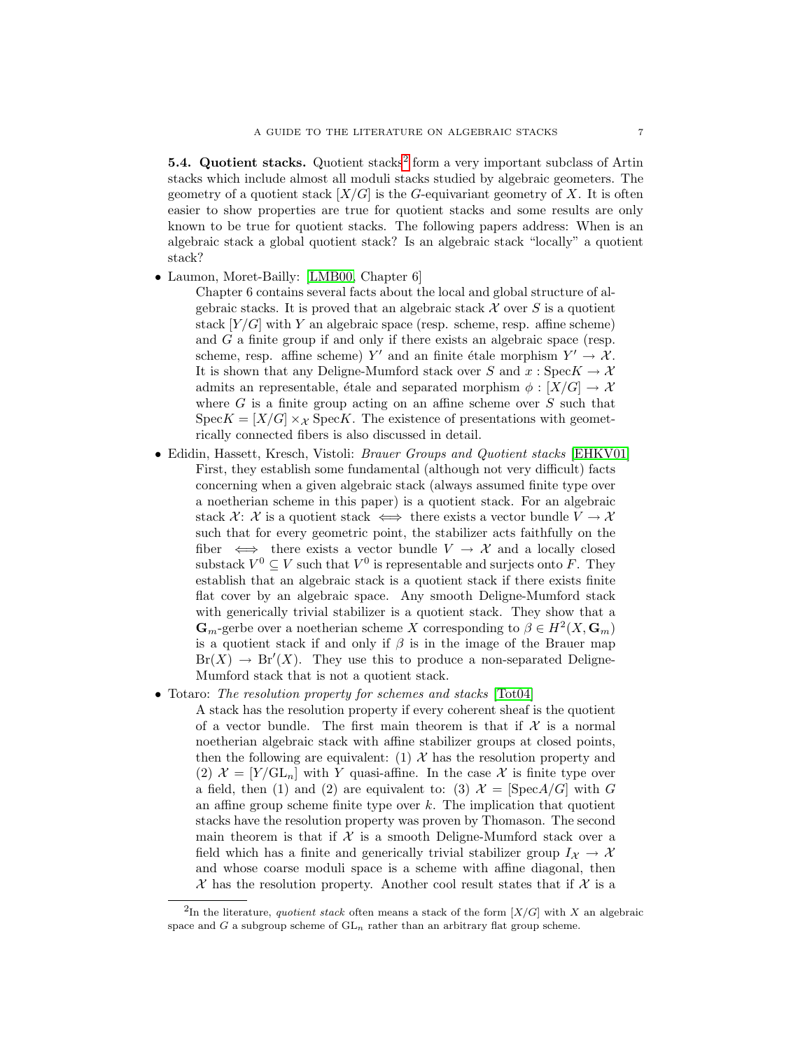**5.4. Quotient stacks.** Quotient stacks[2] form a very important subclass of Artin stacks which include almost all moduli stacks studied by algebraic geometers. The geometry of a quotient stack $[X/G]$ is the $G$-equivariant geometry of $X$. It is often easier to show properties are true for quotient stacks and some results are only known to be true for quotient stacks. The following papers address: When is an algebraic stack a global quotient stack? Is an algebraic stack "locally" a quotient stack?

- Laumon, Moret-Bailly: [LMB00, Chapter 6]
  Chapter 6 contains several facts about the local and global structure of algebraic stacks. It is proved that an algebraic stack $\mathcal{X}$ over $S$ is a quotient stack $[Y/G]$ with $Y$ an algebraic space (resp. scheme, resp. affine scheme) and $G$ a finite group if and only if there exists an algebraic space (resp. scheme, resp. affine scheme) $Y'$ and an finite étale morphism $Y' \to \mathcal{X}$. It is shown that any Deligne-Mumford stack over $S$ and $x : \mathrm{Spec} K \to \mathcal{X}$ admits an representable, étale and separated morphism $\phi : [X/G] \to \mathcal{X}$ where $G$ is a finite group acting on an affine scheme over $S$ such that $\mathrm{Spec} K = [X/G] \times_{\mathcal{X}} \mathrm{Spec} K$. The existence of presentations with geometrically connected fibers is also discussed in detail.
- Edidin, Hassett, Kresch, Vistoli: *Brauer Groups and Quotient stacks* [EHKV01]
  First, they establish some fundamental (although not very difficult) facts concerning when a given algebraic stack (always assumed finite type over a noetherian scheme in this paper) is a quotient stack. For an algebraic stack $\mathcal{X}$: $\mathcal{X}$ is a quotient stack $\iff$ there exists a vector bundle $V \to \mathcal{X}$ such that for every geometric point, the stabilizer acts faithfully on the fiber $\iff$ there exists a vector bundle $V \to \mathcal{X}$ and a locally closed substack $V^0 \subseteq V$ such that $V^0$ is representable and surjects onto $F$. They establish that an algebraic stack is a quotient stack if there exists finite flat cover by an algebraic space. Any smooth Deligne-Mumford stack with generically trivial stabilizer is a quotient stack. They show that a $\mathbf{G}_m$-gerbe over a noetherian scheme $X$ corresponding to $\beta \in H^2(X, \mathbf{G}_m)$ is a quotient stack if and only if $\beta$ is in the image of the Brauer map $\mathrm{Br}(X) \to \mathrm{Br}'(X)$. They use this to produce a non-separated Deligne-Mumford stack that is not a quotient stack.
- Totaro: *The resolution property for schemes and stacks* [Tot04]
  A stack has the resolution property if every coherent sheaf is the quotient of a vector bundle. The first main theorem is that if $\mathcal{X}$ is a normal noetherian algebraic stack with affine stabilizer groups at closed points, then the following are equivalent: (1) $\mathcal{X}$ has the resolution property and (2) $\mathcal{X} = [Y/\mathrm{GL}_n]$ with $Y$ quasi-affine. In the case $\mathcal{X}$ is finite type over a field, then (1) and (2) are equivalent to: (3) $\mathcal{X} = [\mathrm{Spec} A/G]$ with $G$ an affine group scheme finite type over $k$. The implication that quotient stacks have the resolution property was proven by Thomason. The second main theorem is that if $\mathcal{X}$ is a smooth Deligne-Mumford stack over a field which has a finite and generically trivial stabilizer group $I_{\mathcal{X}} \to \mathcal{X}$ and whose coarse moduli space is a scheme with affine diagonal, then $\mathcal{X}$ has the resolution property. Another cool result states that if $\mathcal{X}$ is a

[2] In the literature, *quotient stack* often means a stack of the form $[X/G]$ with $X$ an algebraic space and $G$ a subgroup scheme of $\mathrm{GL}_n$ rather than an arbitrary flat group scheme.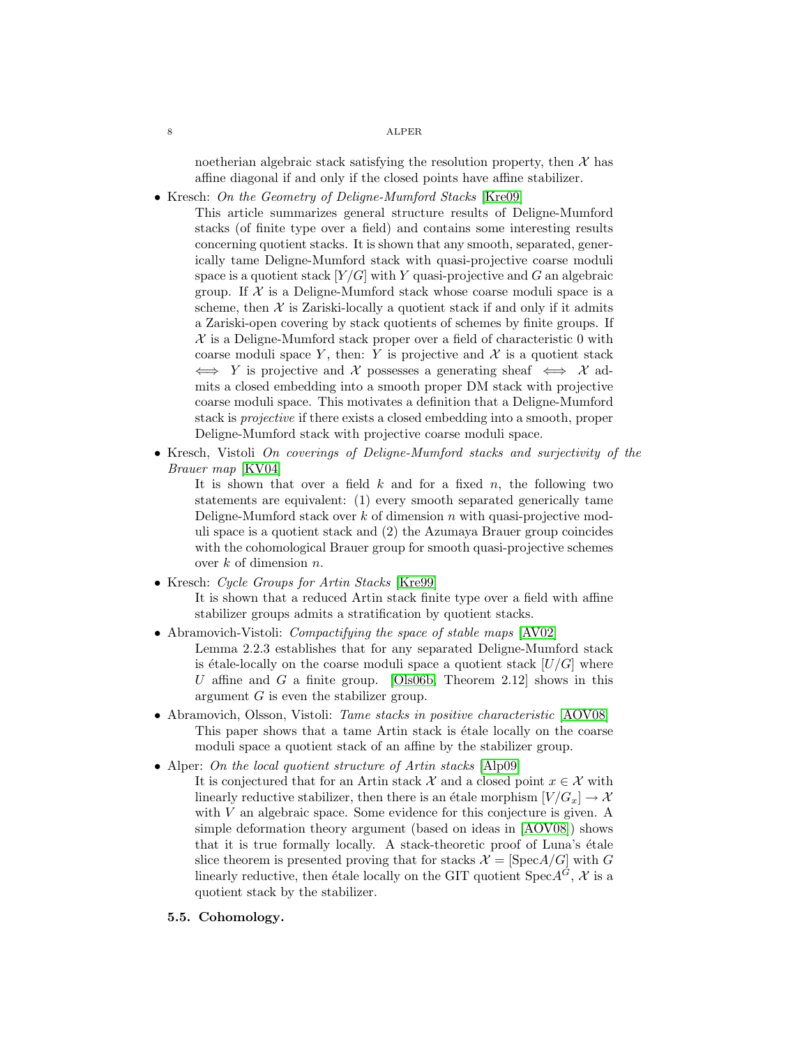noetherian algebraic stack satisfying the resolution property, then $\mathcal{X}$ has affine diagonal if and only if the closed points have affine stabilizer.

- Kresch: *On the Geometry of Deligne-Mumford Stacks* [Kre09]
  This article summarizes general structure results of Deligne-Mumford stacks (of finite type over a field) and contains some interesting results concerning quotient stacks. It is shown that any smooth, separated, generically tame Deligne-Mumford stack with quasi-projective coarse moduli space is a quotient stack $[Y/G]$ with $Y$ quasi-projective and $G$ an algebraic group. If $\mathcal{X}$ is a Deligne-Mumford stack whose coarse moduli space is a scheme, then $\mathcal{X}$ is Zariski-locally a quotient stack if and only if it admits a Zariski-open covering by stack quotients of schemes by finite groups. If $\mathcal{X}$ is a Deligne-Mumford stack proper over a field of characteristic 0 with coarse moduli space $Y$, then: $Y$ is projective and $\mathcal{X}$ is a quotient stack $\iff$ $Y$ is projective and $\mathcal{X}$ possesses a generating sheaf $\iff$ $\mathcal{X}$ admits a closed embedding into a smooth proper DM stack with projective coarse moduli space. This motivates a definition that a Deligne-Mumford stack is *projective* if there exists a closed embedding into a smooth, proper Deligne-Mumford stack with projective coarse moduli space.
- Kresch, Vistoli *On coverings of Deligne-Mumford stacks and surjectivity of the Brauer map* [KV04]
  It is shown that over a field $k$ and for a fixed $n$, the following two statements are equivalent: (1) every smooth separated generically tame Deligne-Mumford stack over $k$ of dimension $n$ with quasi-projective moduli space is a quotient stack and (2) the Azumaya Brauer group coincides with the cohomological Brauer group for smooth quasi-projective schemes over $k$ of dimension $n$.
- Kresch: *Cycle Groups for Artin Stacks* [Kre99]
  It is shown that a reduced Artin stack finite type over a field with affine stabilizer groups admits a stratification by quotient stacks.
- Abramovich-Vistoli: *Compactifying the space of stable maps* [AV02]
  Lemma 2.2.3 establishes that for any separated Deligne-Mumford stack is étale-locally on the coarse moduli space a quotient stack $[U/G]$ where $U$ affine and $G$ a finite group. [Ols06b, Theorem 2.12] shows in this argument $G$ is even the stabilizer group.
- Abramovich, Olsson, Vistoli: *Tame stacks in positive characteristic* [AOV08]
  This paper shows that a tame Artin stack is étale locally on the coarse moduli space a quotient stack of an affine by the stabilizer group.
- Alper: *On the local quotient structure of Artin stacks* [Alp09]
  It is conjectured that for an Artin stack $\mathcal{X}$ and a closed point $x \in \mathcal{X}$ with linearly reductive stabilizer, then there is an étale morphism $[V/G_x] \to \mathcal{X}$ with $V$ an algebraic space. Some evidence for this conjecture is given. A simple deformation theory argument (based on ideas in [AOV08]) shows that it is true formally locally. A stack-theoretic proof of Luna's étale slice theorem is presented proving that for stacks $\mathcal{X} = [\operatorname{Spec} A/G]$ with $G$ linearly reductive, then étale locally on the GIT quotient $\operatorname{Spec} A^G$, $\mathcal{X}$ is a quotient stack by the stabilizer.

### 5.5. Cohomology.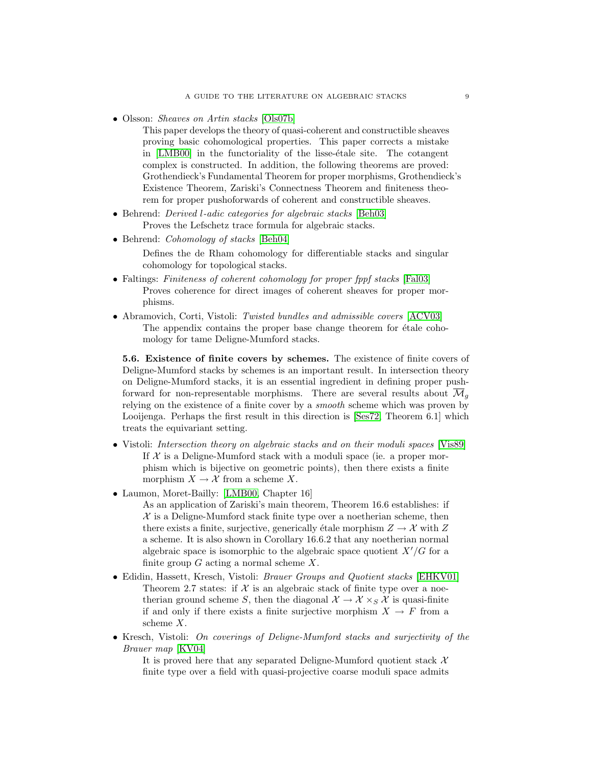- Olsson: *Sheaves on Artin stacks* [Ols07b]

  This paper develops the theory of quasi-coherent and constructible sheaves proving basic cohomological properties. This paper corrects a mistake in [LMB00] in the functoriality of the lisse-étale site. The cotangent complex is constructed. In addition, the following theorems are proved: Grothendieck's Fundamental Theorem for proper morphisms, Grothendieck's Existence Theorem, Zariski's Connectness Theorem and finiteness theorem for proper pushoforwards of coherent and constructible sheaves.

- Behrend: *Derived $l$-adic categories for algebraic stacks* [Beh03]

  Proves the Lefschetz trace formula for algebraic stacks.

- Behrend: *Cohomology of stacks* [Beh04]

  Defines the de Rham cohomology for differentiable stacks and singular cohomology for topological stacks.

- Faltings: *Finiteness of coherent cohomology for proper fppf stacks* [Fal03]

  Proves coherence for direct images of coherent sheaves for proper morphisms.

- Abramovich, Corti, Vistoli: *Twisted bundles and admissible covers* [ACV03]

  The appendix contains the proper base change theorem for étale cohomology for tame Deligne-Mumford stacks.

**5.6. Existence of finite covers by schemes.** The existence of finite covers of Deligne-Mumford stacks by schemes is an important result. In intersection theory on Deligne-Mumford stacks, it is an essential ingredient in defining proper pushforward for non-representable morphisms. There are several results about $\overline{\mathcal{M}}_g$ relying on the existence of a finite cover by a *smooth* scheme which was proven by Looijenga. Perhaps the first result in this direction is [Ses72, Theorem 6.1] which treats the equivariant setting.

- Vistoli: *Intersection theory on algebraic stacks and on their moduli spaces* [Vis89]

  If $\mathcal{X}$ is a Deligne-Mumford stack with a moduli space (ie. a proper morphism which is bijective on geometric points), then there exists a finite morphism $X \to \mathcal{X}$ from a scheme $X$.

- Laumon, Moret-Bailly: [LMB00, Chapter 16]

  As an application of Zariski's main theorem, Theorem 16.6 establishes: if $\mathcal{X}$ is a Deligne-Mumford stack finite type over a noetherian scheme, then there exists a finite, surjective, generically étale morphism $Z \to \mathcal{X}$ with $Z$ a scheme. It is also shown in Corollary 16.6.2 that any noetherian normal algebraic space is isomorphic to the algebraic space quotient $X'/G$ for a finite group $G$ acting a normal scheme $X$.

- Edidin, Hassett, Kresch, Vistoli: *Brauer Groups and Quotient stacks* [EHKV01]

  Theorem 2.7 states: if $\mathcal{X}$ is an algebraic stack of finite type over a noetherian ground scheme $S$, then the diagonal $\mathcal{X} \to \mathcal{X} \times_S \mathcal{X}$ is quasi-finite if and only if there exists a finite surjective morphism $X \to F$ from a scheme $X$.

- Kresch, Vistoli: *On coverings of Deligne-Mumford stacks and surjectivity of the Brauer map* [KV04]

  It is proved here that any separated Deligne-Mumford quotient stack $\mathcal{X}$ finite type over a field with quasi-projective coarse moduli space admits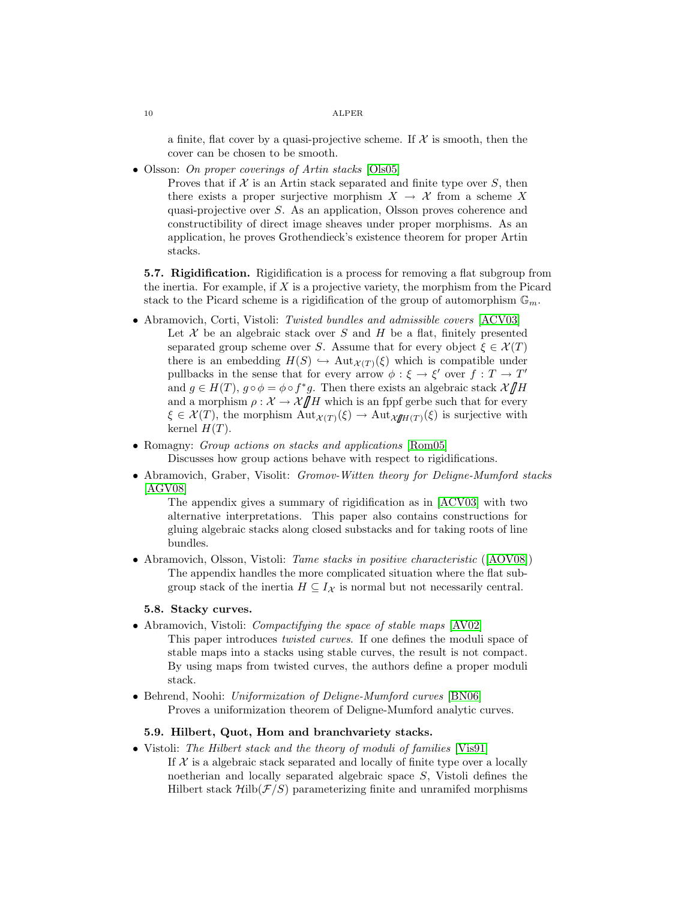a finite, flat cover by a quasi-projective scheme. If $\mathcal{X}$ is smooth, then the cover can be chosen to be smooth.

- Olsson: *On proper coverings of Artin stacks* [Ols05]
  Proves that if $\mathcal{X}$ is an Artin stack separated and finite type over $S$, then there exists a proper surjective morphism $X \to \mathcal{X}$ from a scheme $X$ quasi-projective over $S$. As an application, Olsson proves coherence and constructibility of direct image sheaves under proper morphisms. As an application, he proves Grothendieck's existence theorem for proper Artin stacks.

**5.7. Rigidification.** Rigidification is a process for removing a flat subgroup from the inertia. For example, if $X$ is a projective variety, the morphism from the Picard stack to the Picard scheme is a rigidification of the group of automorphism $\mathbb{G}_m$.

- Abramovich, Corti, Vistoli: *Twisted bundles and admissible covers* [ACV03]
  Let $\mathcal{X}$ be an algebraic stack over $S$ and $H$ be a flat, finitely presented separated group scheme over $S$. Assume that for every object $\xi \in \mathcal{X}(T)$ there is an embedding $H(S) \hookrightarrow \mathrm{Aut}_{\mathcal{X}(T)}(\xi)$ which is compatible under pullbacks in the sense that for every arrow $\phi : \xi \to \xi'$ over $f : T \to T'$ and $g \in H(T)$, $g \circ \phi = \phi \circ f^* g$. Then there exists an algebraic stack $\mathcal{X} /\!\!/ H$ and a morphism $\rho : \mathcal{X} \to \mathcal{X} /\!\!/ H$ which is an fppf gerbe such that for every $\xi \in \mathcal{X}(T)$, the morphism $\mathrm{Aut}_{\mathcal{X}(T)}(\xi) \to \mathrm{Aut}_{\mathcal{X} /\!\!/ H(T)}(\xi)$ is surjective with kernel $H(T)$.
- Romagny: *Group actions on stacks and applications* [Rom05]
  Discusses how group actions behave with respect to rigidifications.
- Abramovich, Graber, Visolit: *Gromov-Witten theory for Deligne-Mumford stacks* [AGV08]
  The appendix gives a summary of rigidification as in [ACV03] with two alternative interpretations. This paper also contains constructions for gluing algebraic stacks along closed substacks and for taking roots of line bundles.
- Abramovich, Olsson, Vistoli: *Tame stacks in positive characteristic* ([AOV08])
  The appendix handles the more complicated situation where the flat subgroup stack of the inertia $H \subseteq I_{\mathcal{X}}$ is normal but not necessarily central.

**5.8. Stacky curves.**

- Abramovich, Vistoli: *Compactifying the space of stable maps* [AV02]
  This paper introduces *twisted curves*. If one defines the moduli space of stable maps into a stacks using stable curves, the result is not compact. By using maps from twisted curves, the authors define a proper moduli stack.
- Behrend, Noohi: *Uniformization of Deligne-Mumford curves* [BN06]
  Proves a uniformization theorem of Deligne-Mumford analytic curves.

**5.9. Hilbert, Quot, Hom and branchvariety stacks.**

- Vistoli: *The Hilbert stack and the theory of moduli of families* [Vis91]
  If $\mathcal{X}$ is a algebraic stack separated and locally of finite type over a locally noetherian and locally separated algebraic space $S$, Vistoli defines the Hilbert stack $\mathcal{H}\mathrm{ilb}(\mathcal{F}/S)$ parameterizing finite and unramifed morphisms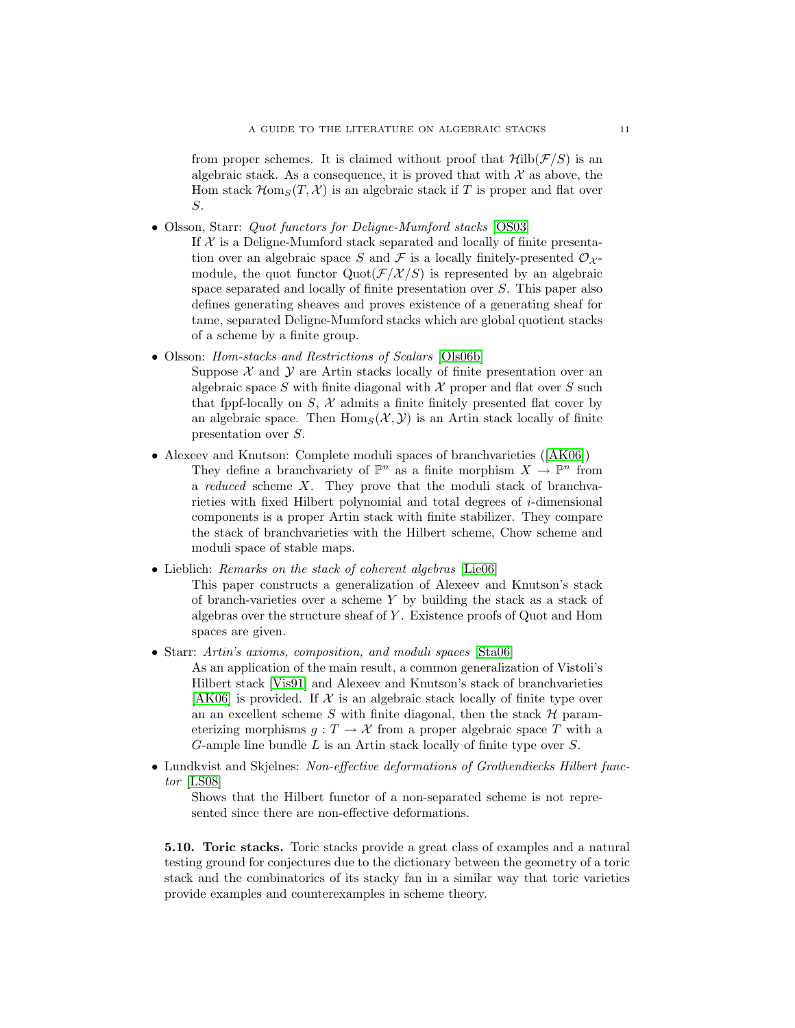from proper schemes. It is claimed without proof that $\mathcal{H}\mathrm{ilb}(\mathcal{F}/S)$ is an algebraic stack. As a consequence, it is proved that with $\mathcal{X}$ as above, the Hom stack $\mathcal{H}\mathrm{om}_S(T, \mathcal{X})$ is an algebraic stack if $T$ is proper and flat over $S$.

- Olsson, Starr: *Quot functors for Deligne-Mumford stacks* [OS03]

  If $\mathcal{X}$ is a Deligne-Mumford stack separated and locally of finite presentation over an algebraic space $S$ and $\mathcal{F}$ is a locally finitely-presented $\mathcal{O}_{\mathcal{X}}$-module, the quot functor $\mathrm{Quot}(\mathcal{F}/\mathcal{X}/S)$ is represented by an algebraic space separated and locally of finite presentation over $S$. This paper also defines generating sheaves and proves existence of a generating sheaf for tame, separated Deligne-Mumford stacks which are global quotient stacks of a scheme by a finite group.

- Olsson: *Hom-stacks and Restrictions of Scalars* [Ols06b]

  Suppose $\mathcal{X}$ and $\mathcal{Y}$ are Artin stacks locally of finite presentation over an algebraic space $S$ with finite diagonal with $\mathcal{X}$ proper and flat over $S$ such that fppf-locally on $S$, $\mathcal{X}$ admits a finite finitely presented flat cover by an algebraic space. Then $\mathrm{Hom}_S(\mathcal{X}, \mathcal{Y})$ is an Artin stack locally of finite presentation over $S$.

- Alexeev and Knutson: Complete moduli spaces of branchvarieties ([AK06])

  They define a branchvariety of $\mathbb{P}^n$ as a finite morphism $X \to \mathbb{P}^n$ from a *reduced* scheme $X$. They prove that the moduli stack of branchvarieties with fixed Hilbert polynomial and total degrees of $i$-dimensional components is a proper Artin stack with finite stabilizer. They compare the stack of branchvarieties with the Hilbert scheme, Chow scheme and moduli space of stable maps.

- Lieblich: *Remarks on the stack of coherent algebras* [Lie06]

  This paper constructs a generalization of Alexeev and Knutson's stack of branch-varieties over a scheme $Y$ by building the stack as a stack of algebras over the structure sheaf of $Y$. Existence proofs of Quot and Hom spaces are given.

- Starr: *Artin's axioms, composition, and moduli spaces* [Sta06]

  As an application of the main result, a common generalization of Vistoli's Hilbert stack [Vis91] and Alexeev and Knutson's stack of branchvarieties [AK06] is provided. If $\mathcal{X}$ is an algebraic stack locally of finite type over an an excellent scheme $S$ with finite diagonal, then the stack $\mathcal{H}$ parameterizing morphisms $g : T \to \mathcal{X}$ from a proper algebraic space $T$ with a $G$-ample line bundle $L$ is an Artin stack locally of finite type over $S$.

- Lundkvist and Skjelnes: *Non-effective deformations of Grothendiecks Hilbert functor* [LS08]

  Shows that the Hilbert functor of a non-separated scheme is not represented since there are non-effective deformations.

**5.10. Toric stacks.** Toric stacks provide a great class of examples and a natural testing ground for conjectures due to the dictionary between the geometry of a toric stack and the combinatorics of its stacky fan in a similar way that toric varieties provide examples and counterexamples in scheme theory.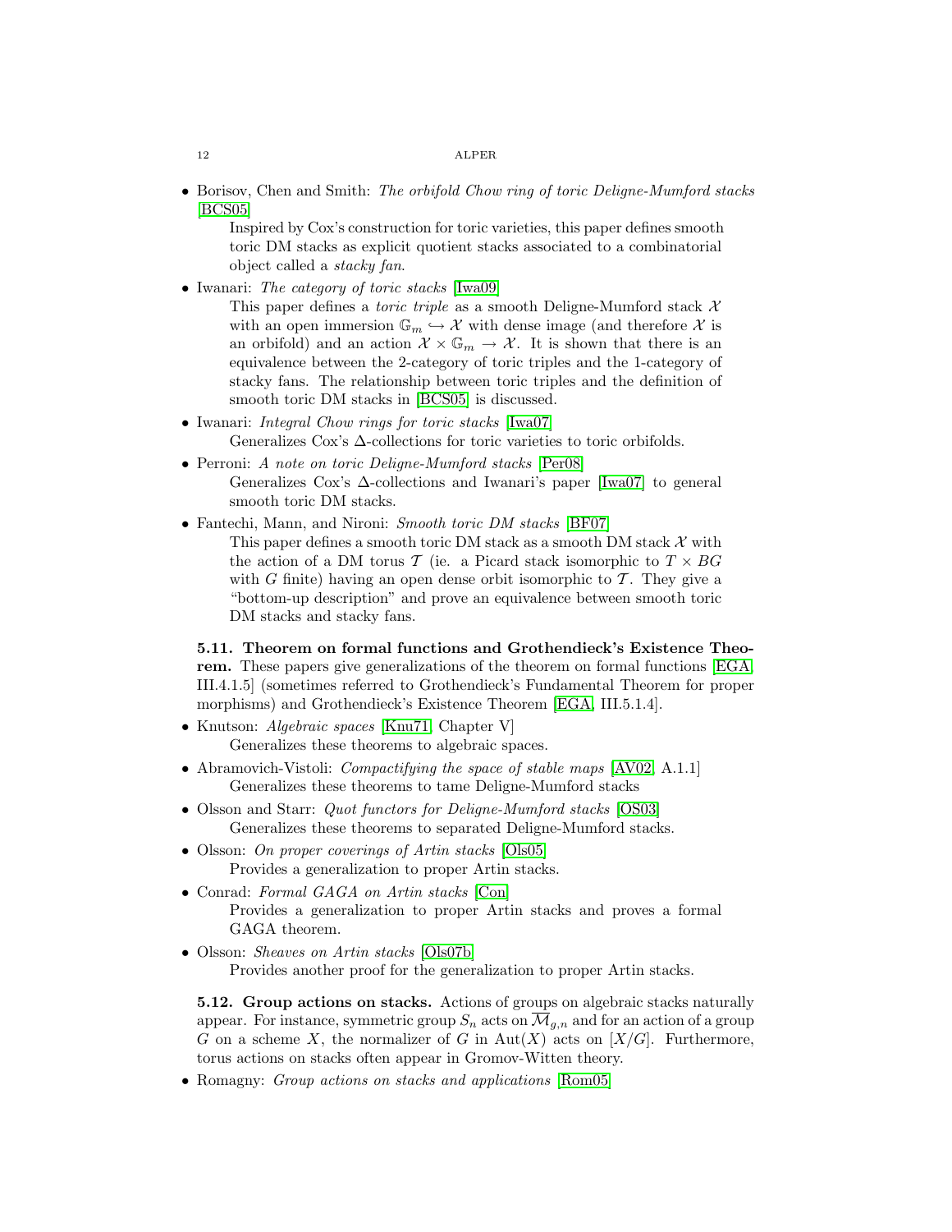- Borisov, Chen and Smith: *The orbifold Chow ring of toric Deligne-Mumford stacks* [BCS05]

  Inspired by Cox's construction for toric varieties, this paper defines smooth toric DM stacks as explicit quotient stacks associated to a combinatorial object called a *stacky fan*.
- Iwanari: *The category of toric stacks* [Iwa09]

  This paper defines a *toric triple* as a smooth Deligne-Mumford stack $\mathcal{X}$ with an open immersion $\mathbb{G}_m \hookrightarrow \mathcal{X}$ with dense image (and therefore $\mathcal{X}$ is an orbifold) and an action $\mathcal{X} \times \mathbb{G}_m \to \mathcal{X}$. It is shown that there is an equivalence between the 2-category of toric triples and the 1-category of stacky fans. The relationship between toric triples and the definition of smooth toric DM stacks in [BCS05] is discussed.
- Iwanari: *Integral Chow rings for toric stacks* [Iwa07]

  Generalizes Cox's $\Delta$-collections for toric varieties to toric orbifolds.
- Perroni: *A note on toric Deligne-Mumford stacks* [Per08]

  Generalizes Cox's $\Delta$-collections and Iwanari's paper [Iwa07] to general smooth toric DM stacks.
- Fantechi, Mann, and Nironi: *Smooth toric DM stacks* [BF07]

  This paper defines a smooth toric DM stack as a smooth DM stack $\mathcal{X}$ with the action of a DM torus $\mathcal{T}$ (ie. a Picard stack isomorphic to $T \times BG$ with $G$ finite) having an open dense orbit isomorphic to $\mathcal{T}$. They give a "bottom-up description" and prove an equivalence between smooth toric DM stacks and stacky fans.

**5.11. Theorem on formal functions and Grothendieck's Existence Theorem.** These papers give generalizations of the theorem on formal functions [EGA, III.4.1.5] (sometimes referred to Grothendieck's Fundamental Theorem for proper morphisms) and Grothendieck's Existence Theorem [EGA, III.5.1.4].

- Knutson: *Algebraic spaces* [Knu71, Chapter V]

  Generalizes these theorems to algebraic spaces.
- Abramovich-Vistoli: *Compactifying the space of stable maps* [AV02, A.1.1]

  Generalizes these theorems to tame Deligne-Mumford stacks
- Olsson and Starr: *Quot functors for Deligne-Mumford stacks* [OS03]

  Generalizes these theorems to separated Deligne-Mumford stacks.
- Olsson: *On proper coverings of Artin stacks* [Ols05]

  Provides a generalization to proper Artin stacks.
- Conrad: *Formal GAGA on Artin stacks* [Con]

  Provides a generalization to proper Artin stacks and proves a formal GAGA theorem.
- Olsson: *Sheaves on Artin stacks* [Ols07b]

  Provides another proof for the generalization to proper Artin stacks.

**5.12. Group actions on stacks.** Actions of groups on algebraic stacks naturally appear. For instance, symmetric group $S_n$ acts on $\overline{\mathcal{M}}_{g,n}$ and for an action of a group $G$ on a scheme $X$, the normalizer of $G$ in $\operatorname{Aut}(X)$ acts on $[X/G]$. Furthermore, torus actions on stacks often appear in Gromov-Witten theory.

- Romagny: *Group actions on stacks and applications* [Rom05]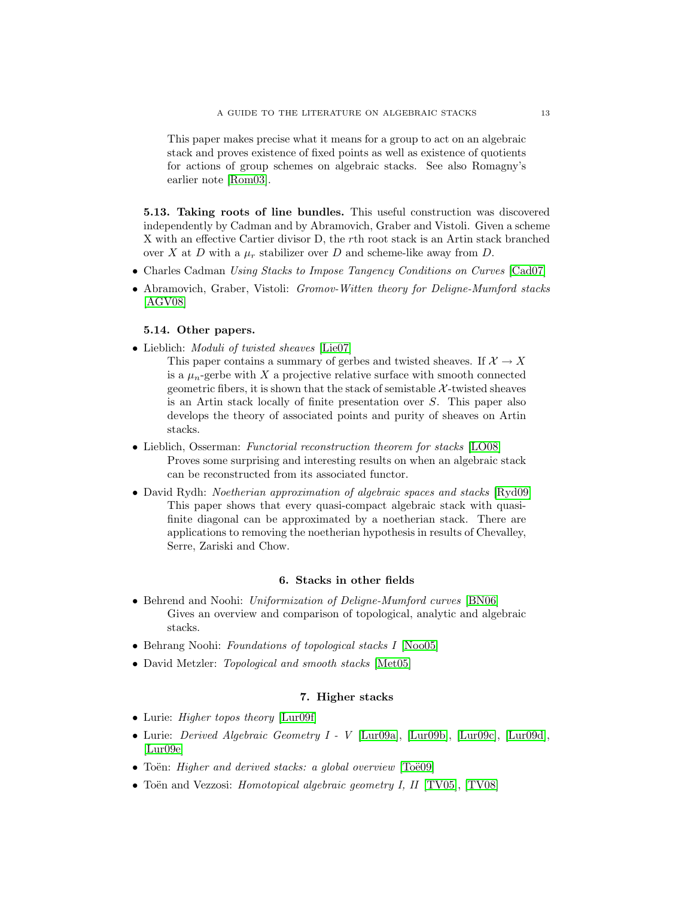This paper makes precise what it means for a group to act on an algebraic stack and proves existence of fixed points as well as existence of quotients for actions of group schemes on algebraic stacks. See also Romagny's earlier note [Rom03].

### 5.13. Taking roots of line bundles.

This useful construction was discovered independently by Cadman and by Abramovich, Graber and Vistoli. Given a scheme X with an effective Cartier divisor D, the $r$th root stack is an Artin stack branched over $X$ at $D$ with a $\mu_r$ stabilizer over $D$ and scheme-like away from $D$.

- Charles Cadman *Using Stacks to Impose Tangency Conditions on Curves* [Cad07]
- Abramovich, Graber, Vistoli: *Gromov-Witten theory for Deligne-Mumford stacks* [AGV08]

### 5.14. Other papers.

- Lieblich: *Moduli of twisted sheaves* [Lie07]
  This paper contains a summary of gerbes and twisted sheaves. If $\mathcal{X} \to X$ is a $\mu_n$-gerbe with $X$ a projective relative surface with smooth connected geometric fibers, it is shown that the stack of semistable $\mathcal{X}$-twisted sheaves is an Artin stack locally of finite presentation over $S$. This paper also develops the theory of associated points and purity of sheaves on Artin stacks.
- Lieblich, Osserman: *Functorial reconstruction theorem for stacks* [LO08]
  Proves some surprising and interesting results on when an algebraic stack can be reconstructed from its associated functor.
- David Rydh: *Noetherian approximation of algebraic spaces and stacks* [Ryd09]
  This paper shows that every quasi-compact algebraic stack with quasi-finite diagonal can be approximated by a noetherian stack. There are applications to removing the noetherian hypothesis in results of Chevalley, Serre, Zariski and Chow.

## 6. Stacks in other fields

- Behrend and Noohi: *Uniformization of Deligne-Mumford curves* [BN06]
  Gives an overview and comparison of topological, analytic and algebraic stacks.
- Behrang Noohi: *Foundations of topological stacks I* [Noo05]
- David Metzler: *Topological and smooth stacks* [Met05]

## 7. Higher stacks

- Lurie: *Higher topos theory* [Lur09f]
- Lurie: *Derived Algebraic Geometry I - V* [Lur09a], [Lur09b], [Lur09c], [Lur09d], [Lur09e]
- Toën: *Higher and derived stacks: a global overview* [Toë09]
- Toën and Vezzosi: *Homotopical algebraic geometry I, II* [TV05], [TV08]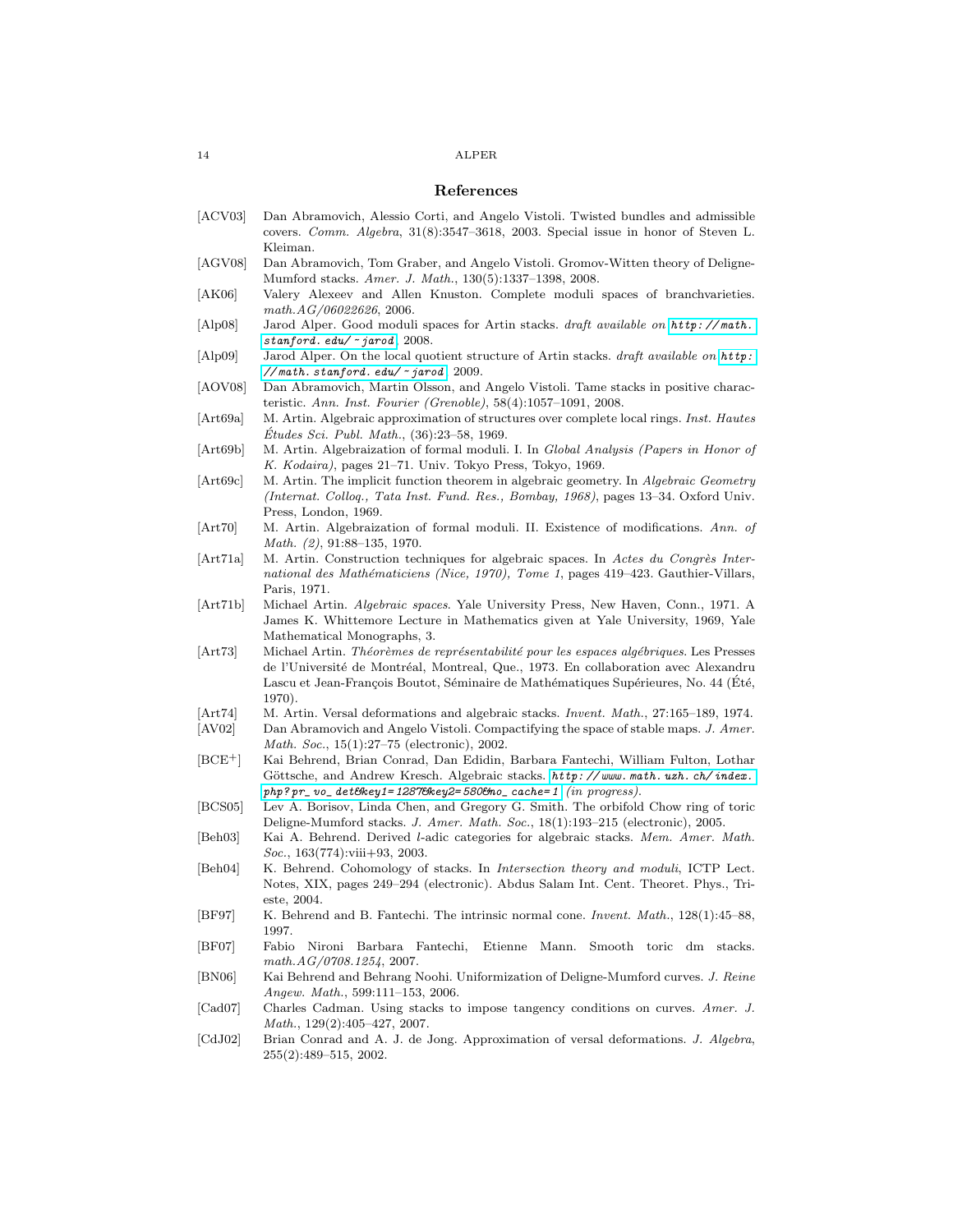## References

[ACV03] Dan Abramovich, Alessio Corti, and Angelo Vistoli. Twisted bundles and admissible covers. *Comm. Algebra*, 31(8):3547–3618, 2003. Special issue in honor of Steven L. Kleiman.

[AGV08] Dan Abramovich, Tom Graber, and Angelo Vistoli. Gromov-Witten theory of Deligne-Mumford stacks. *Amer. J. Math.*, 130(5):1337–1398, 2008.

[AK06] Valery Alexeev and Allen Knuston. Complete moduli spaces of branchvarieties. *math.AG/06022626*, 2006.

[Alp08] Jarod Alper. Good moduli spaces for Artin stacks. *draft available on* `http://math.stanford.edu/~jarod`, 2008.

[Alp09] Jarod Alper. On the local quotient structure of Artin stacks. *draft available on* `http://math.stanford.edu/~jarod`, 2009.

[AOV08] Dan Abramovich, Martin Olsson, and Angelo Vistoli. Tame stacks in positive characteristic. *Ann. Inst. Fourier (Grenoble)*, 58(4):1057–1091, 2008.

[Art69a] M. Artin. Algebraic approximation of structures over complete local rings. *Inst. Hautes Études Sci. Publ. Math.*, (36):23–58, 1969.

[Art69b] M. Artin. Algebraization of formal moduli. I. In *Global Analysis (Papers in Honor of K. Kodaira)*, pages 21–71. Univ. Tokyo Press, Tokyo, 1969.

[Art69c] M. Artin. The implicit function theorem in algebraic geometry. In *Algebraic Geometry (Internat. Colloq., Tata Inst. Fund. Res., Bombay, 1968)*, pages 13–34. Oxford Univ. Press, London, 1969.

[Art70] M. Artin. Algebraization of formal moduli. II. Existence of modifications. *Ann. of Math. (2)*, 91:88–135, 1970.

[Art71a] M. Artin. Construction techniques for algebraic spaces. In *Actes du Congrès International des Mathématiciens (Nice, 1970), Tome 1*, pages 419–423. Gauthier-Villars, Paris, 1971.

[Art71b] Michael Artin. *Algebraic spaces*. Yale University Press, New Haven, Conn., 1971. A James K. Whittemore Lecture in Mathematics given at Yale University, 1969, Yale Mathematical Monographs, 3.

[Art73] Michael Artin. *Théorèmes de représentabilité pour les espaces algébriques*. Les Presses de l'Université de Montréal, Montreal, Que., 1973. En collaboration avec Alexandru Lascu et Jean-François Boutot, Séminaire de Mathématiques Supérieures, No. 44 (Été, 1970).

[Art74] M. Artin. Versal deformations and algebraic stacks. *Invent. Math.*, 27:165–189, 1974.

[AV02] Dan Abramovich and Angelo Vistoli. Compactifying the space of stable maps. *J. Amer. Math. Soc.*, 15(1):27–75 (electronic), 2002.

[BCE+] Kai Behrend, Brian Conrad, Dan Edidin, Barbara Fantechi, William Fulton, Lothar Göttsche, and Andrew Kresch. Algebraic stacks. `http://www.math.uzh.ch/index.php?pr_vo_det&key1=1287&key2=580&no_cache=1` *(in progress)*.

[BCS05] Lev A. Borisov, Linda Chen, and Gregory G. Smith. The orbifold Chow ring of toric Deligne-Mumford stacks. *J. Amer. Math. Soc.*, 18(1):193–215 (electronic), 2005.

[Beh03] Kai A. Behrend. Derived $l$-adic categories for algebraic stacks. *Mem. Amer. Math. Soc.*, 163(774):viii+93, 2003.

[Beh04] K. Behrend. Cohomology of stacks. In *Intersection theory and moduli*, ICTP Lect. Notes, XIX, pages 249–294 (electronic). Abdus Salam Int. Cent. Theoret. Phys., Trieste, 2004.

[BF97] K. Behrend and B. Fantechi. The intrinsic normal cone. *Invent. Math.*, 128(1):45–88, 1997.

[BF07] Fabio Nironi Barbara Fantechi, Etienne Mann. Smooth toric dm stacks. *math.AG/0708.1254*, 2007.

[BN06] Kai Behrend and Behrang Noohi. Uniformization of Deligne-Mumford curves. *J. Reine Angew. Math.*, 599:111–153, 2006.

[Cad07] Charles Cadman. Using stacks to impose tangency conditions on curves. *Amer. J. Math.*, 129(2):405–427, 2007.

[CdJ02] Brian Conrad and A. J. de Jong. Approximation of versal deformations. *J. Algebra*, 255(2):489–515, 2002.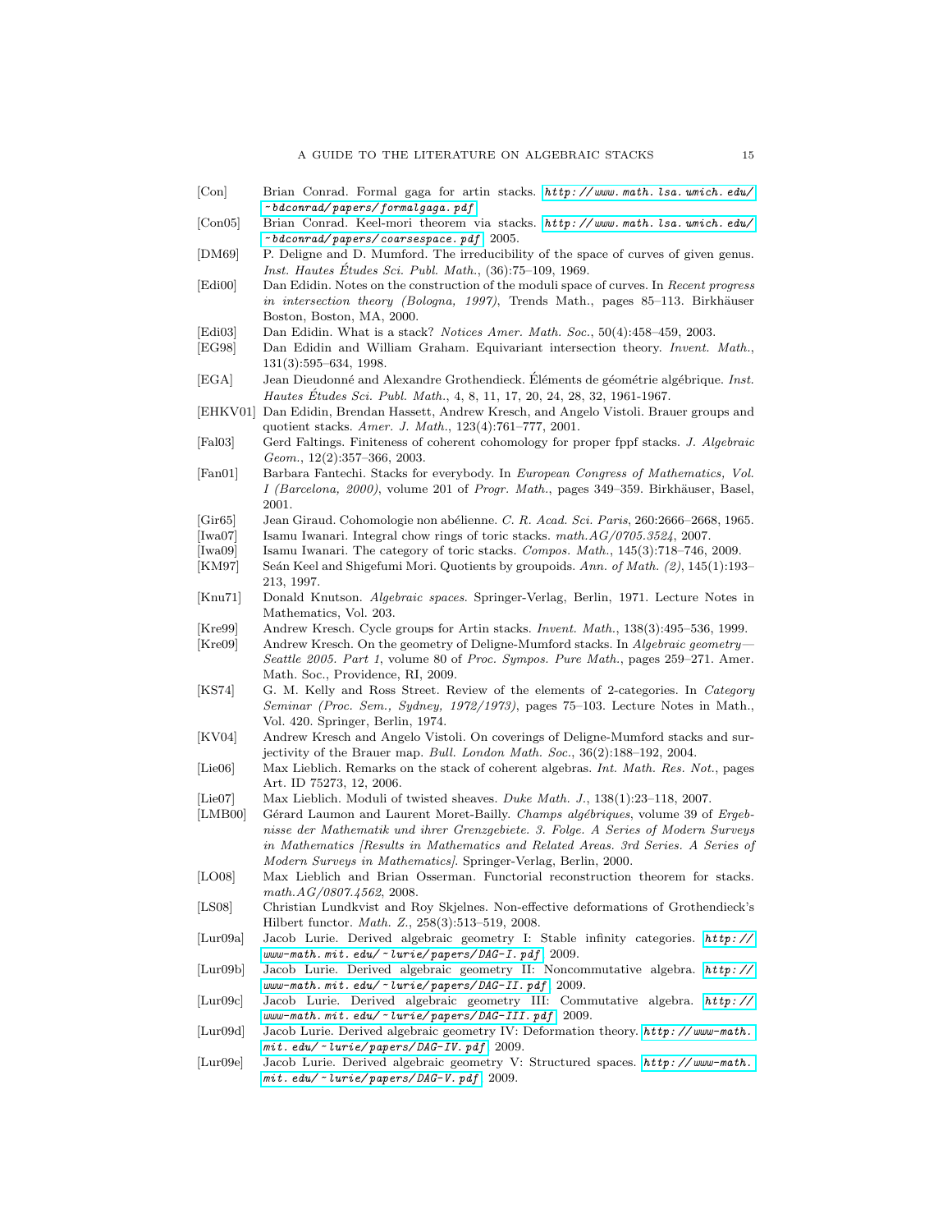[Con] Brian Conrad. Formal gaga for artin stacks. http://www.math.lsa.umich.edu/~bdconrad/papers/formalgaga.pdf.

[Con05] Brian Conrad. Keel-mori theorem via stacks. http://www.math.lsa.umich.edu/~bdconrad/papers/coarsespace.pdf, 2005.

[DM69] P. Deligne and D. Mumford. The irreducibility of the space of curves of given genus. *Inst. Hautes Études Sci. Publ. Math.*, (36):75–109, 1969.

[Edi00] Dan Edidin. Notes on the construction of the moduli space of curves. In *Recent progress in intersection theory (Bologna, 1997)*, Trends Math., pages 85–113. Birkhäuser Boston, Boston, MA, 2000.

[Edi03] Dan Edidin. What is a stack? *Notices Amer. Math. Soc.*, 50(4):458–459, 2003.

[EG98] Dan Edidin and William Graham. Equivariant intersection theory. *Invent. Math.*, 131(3):595–634, 1998.

[EGA] Jean Dieudonné and Alexandre Grothendieck. Éléments de géométrie algébrique. *Inst. Hautes Études Sci. Publ. Math.*, 4, 8, 11, 17, 20, 24, 28, 32, 1961-1967.

[EHKV01] Dan Edidin, Brendan Hassett, Andrew Kresch, and Angelo Vistoli. Brauer groups and quotient stacks. *Amer. J. Math.*, 123(4):761–777, 2001.

[Fal03] Gerd Faltings. Finiteness of coherent cohomology for proper fppf stacks. *J. Algebraic Geom.*, 12(2):357–366, 2003.

[Fan01] Barbara Fantechi. Stacks for everybody. In *European Congress of Mathematics, Vol. I (Barcelona, 2000)*, volume 201 of *Progr. Math.*, pages 349–359. Birkhäuser, Basel, 2001.

[Gir65] Jean Giraud. Cohomologie non abélienne. *C. R. Acad. Sci. Paris*, 260:2666–2668, 1965.

[Iwa07] Isamu Iwanari. Integral chow rings of toric stacks. *math.AG/0705.3524*, 2007.

[Iwa09] Isamu Iwanari. The category of toric stacks. *Compos. Math.*, 145(3):718–746, 2009.

[KM97] Seán Keel and Shigefumi Mori. Quotients by groupoids. *Ann. of Math. (2)*, 145(1):193–213, 1997.

[Knu71] Donald Knutson. *Algebraic spaces*. Springer-Verlag, Berlin, 1971. Lecture Notes in Mathematics, Vol. 203.

[Kre99] Andrew Kresch. Cycle groups for Artin stacks. *Invent. Math.*, 138(3):495–536, 1999.

[Kre09] Andrew Kresch. On the geometry of Deligne-Mumford stacks. In *Algebraic geometry—Seattle 2005. Part 1*, volume 80 of *Proc. Sympos. Pure Math.*, pages 259–271. Amer. Math. Soc., Providence, RI, 2009.

[KS74] G. M. Kelly and Ross Street. Review of the elements of 2-categories. In *Category Seminar (Proc. Sem., Sydney, 1972/1973)*, pages 75–103. Lecture Notes in Math., Vol. 420. Springer, Berlin, 1974.

[KV04] Andrew Kresch and Angelo Vistoli. On coverings of Deligne-Mumford stacks and surjectivity of the Brauer map. *Bull. London Math. Soc.*, 36(2):188–192, 2004.

[Lie06] Max Lieblich. Remarks on the stack of coherent algebras. *Int. Math. Res. Not.*, pages Art. ID 75273, 12, 2006.

[Lie07] Max Lieblich. Moduli of twisted sheaves. *Duke Math. J.*, 138(1):23–118, 2007.

[LMB00] Gérard Laumon and Laurent Moret-Bailly. *Champs algébriques*, volume 39 of *Ergebnisse der Mathematik und ihrer Grenzgebiete. 3. Folge. A Series of Modern Surveys in Mathematics [Results in Mathematics and Related Areas. 3rd Series. A Series of Modern Surveys in Mathematics]*. Springer-Verlag, Berlin, 2000.

[LO08] Max Lieblich and Brian Osserman. Functorial reconstruction theorem for stacks. *math.AG/0807.4562*, 2008.

[LS08] Christian Lundkvist and Roy Skjelnes. Non-effective deformations of Grothendieck's Hilbert functor. *Math. Z.*, 258(3):513–519, 2008.

[Lur09a] Jacob Lurie. Derived algebraic geometry I: Stable infinity categories. http://www-math.mit.edu/~lurie/papers/DAG-I.pdf, 2009.

[Lur09b] Jacob Lurie. Derived algebraic geometry II: Noncommutative algebra. http://www-math.mit.edu/~lurie/papers/DAG-II.pdf, 2009.

[Lur09c] Jacob Lurie. Derived algebraic geometry III: Commutative algebra. http://www-math.mit.edu/~lurie/papers/DAG-III.pdf, 2009.

[Lur09d] Jacob Lurie. Derived algebraic geometry IV: Deformation theory. http://www-math.mit.edu/~lurie/papers/DAG-IV.pdf, 2009.

[Lur09e] Jacob Lurie. Derived algebraic geometry V: Structured spaces. http://www-math.mit.edu/~lurie/papers/DAG-V.pdf, 2009.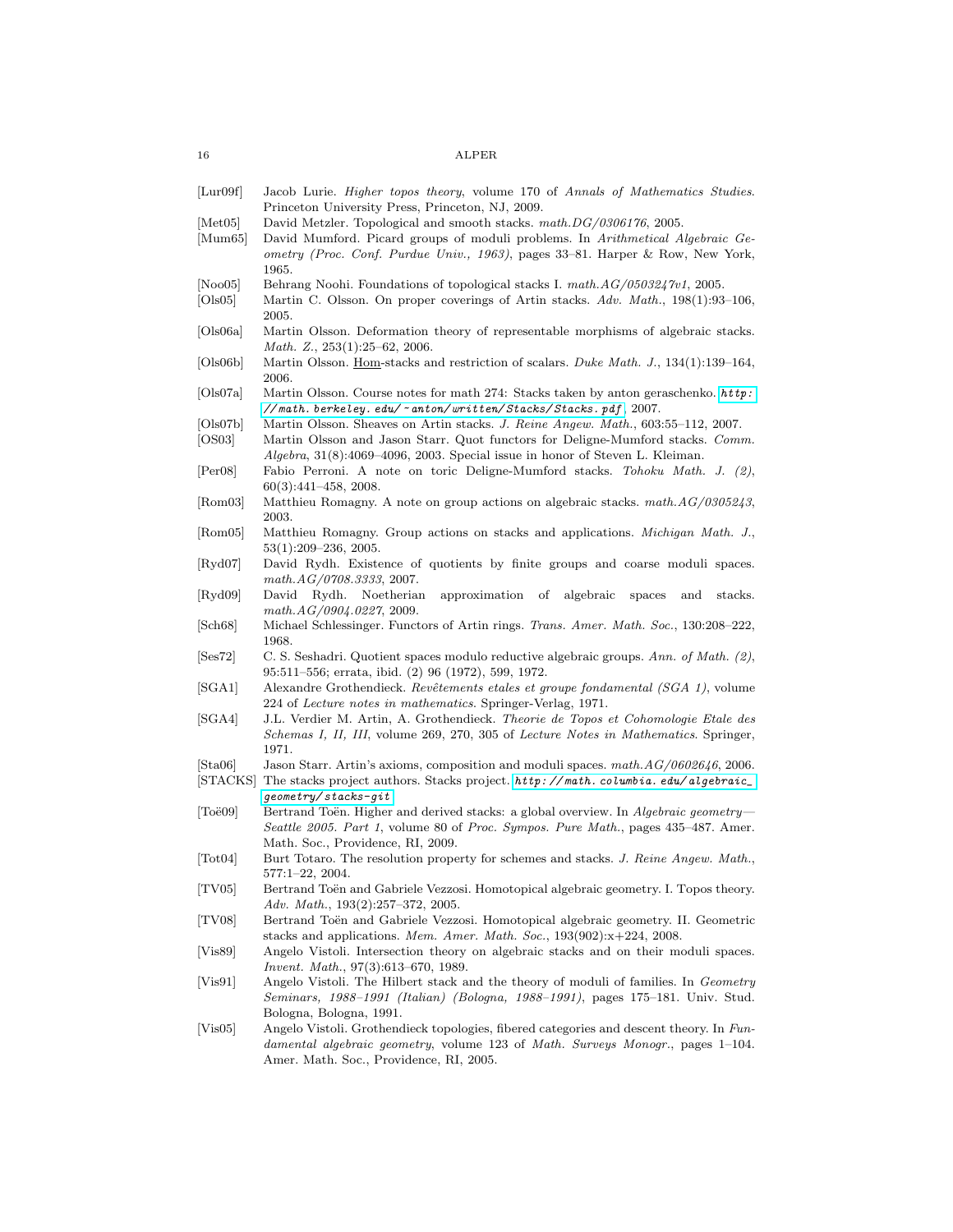[Lur09f] Jacob Lurie. *Higher topos theory*, volume 170 of *Annals of Mathematics Studies*. Princeton University Press, Princeton, NJ, 2009.

[Met05] David Metzler. Topological and smooth stacks. *math.DG/0306176*, 2005.

[Mum65] David Mumford. Picard groups of moduli problems. In *Arithmetical Algebraic Geometry (Proc. Conf. Purdue Univ., 1963)*, pages 33–81. Harper & Row, New York, 1965.

[Noo05] Behrang Noohi. Foundations of topological stacks I. *math.AG/0503247v1*, 2005.

[Ols05] Martin C. Olsson. On proper coverings of Artin stacks. *Adv. Math.*, 198(1):93–106, 2005.

[Ols06a] Martin Olsson. Deformation theory of representable morphisms of algebraic stacks. *Math. Z.*, 253(1):25–62, 2006.

[Ols06b] Martin Olsson. Hom-stacks and restriction of scalars. *Duke Math. J.*, 134(1):139–164, 2006.

[Ols07a] Martin Olsson. Course notes for math 274: Stacks taken by anton geraschenko. *http://math.berkeley.edu/~anton/written/Stacks/Stacks.pdf*, 2007.

[Ols07b] Martin Olsson. Sheaves on Artin stacks. *J. Reine Angew. Math.*, 603:55–112, 2007.

[OS03] Martin Olsson and Jason Starr. Quot functors for Deligne-Mumford stacks. *Comm. Algebra*, 31(8):4069–4096, 2003. Special issue in honor of Steven L. Kleiman.

[Per08] Fabio Perroni. A note on toric Deligne-Mumford stacks. *Tohoku Math. J. (2)*, 60(3):441–458, 2008.

[Rom03] Matthieu Romagny. A note on group actions on algebraic stacks. *math.AG/0305243*, 2003.

[Rom05] Matthieu Romagny. Group actions on stacks and applications. *Michigan Math. J.*, 53(1):209–236, 2005.

[Ryd07] David Rydh. Existence of quotients by finite groups and coarse moduli spaces. *math.AG/0708.3333*, 2007.

[Ryd09] David Rydh. Noetherian approximation of algebraic spaces and stacks. *math.AG/0904.0227*, 2009.

[Sch68] Michael Schlessinger. Functors of Artin rings. *Trans. Amer. Math. Soc.*, 130:208–222, 1968.

[Ses72] C. S. Seshadri. Quotient spaces modulo reductive algebraic groups. *Ann. of Math. (2)*, 95:511–556; errata, ibid. (2) 96 (1972), 599, 1972.

[SGA1] Alexandre Grothendieck. *Revêtements etales et groupe fondamental (SGA 1)*, volume 224 of *Lecture notes in mathematics*. Springer-Verlag, 1971.

[SGA4] J.L. Verdier M. Artin, A. Grothendieck. *Theorie de Topos et Cohomologie Etale des Schemas I, II, III*, volume 269, 270, 305 of *Lecture Notes in Mathematics*. Springer, 1971.

[Sta06] Jason Starr. Artin's axioms, composition and moduli spaces. *math.AG/0602646*, 2006.

[STACKS] The stacks project authors. Stacks project. *http://math.columbia.edu/algebraic_geometry/stacks-git*.

[Toë09] Bertrand Toën. Higher and derived stacks: a global overview. In *Algebraic geometry—Seattle 2005. Part 1*, volume 80 of *Proc. Sympos. Pure Math.*, pages 435–487. Amer. Math. Soc., Providence, RI, 2009.

[Tot04] Burt Totaro. The resolution property for schemes and stacks. *J. Reine Angew. Math.*, 577:1–22, 2004.

[TV05] Bertrand Toën and Gabriele Vezzosi. Homotopical algebraic geometry. I. Topos theory. *Adv. Math.*, 193(2):257–372, 2005.

[TV08] Bertrand Toën and Gabriele Vezzosi. Homotopical algebraic geometry. II. Geometric stacks and applications. *Mem. Amer. Math. Soc.*, 193(902):x+224, 2008.

[Vis89] Angelo Vistoli. Intersection theory on algebraic stacks and on their moduli spaces. *Invent. Math.*, 97(3):613–670, 1989.

[Vis91] Angelo Vistoli. The Hilbert stack and the theory of moduli of families. In *Geometry Seminars, 1988–1991 (Italian) (Bologna, 1988–1991)*, pages 175–181. Univ. Stud. Bologna, Bologna, 1991.

[Vis05] Angelo Vistoli. Grothendieck topologies, fibered categories and descent theory. In *Fundamental algebraic geometry*, volume 123 of *Math. Surveys Monogr.*, pages 1–104. Amer. Math. Soc., Providence, RI, 2005.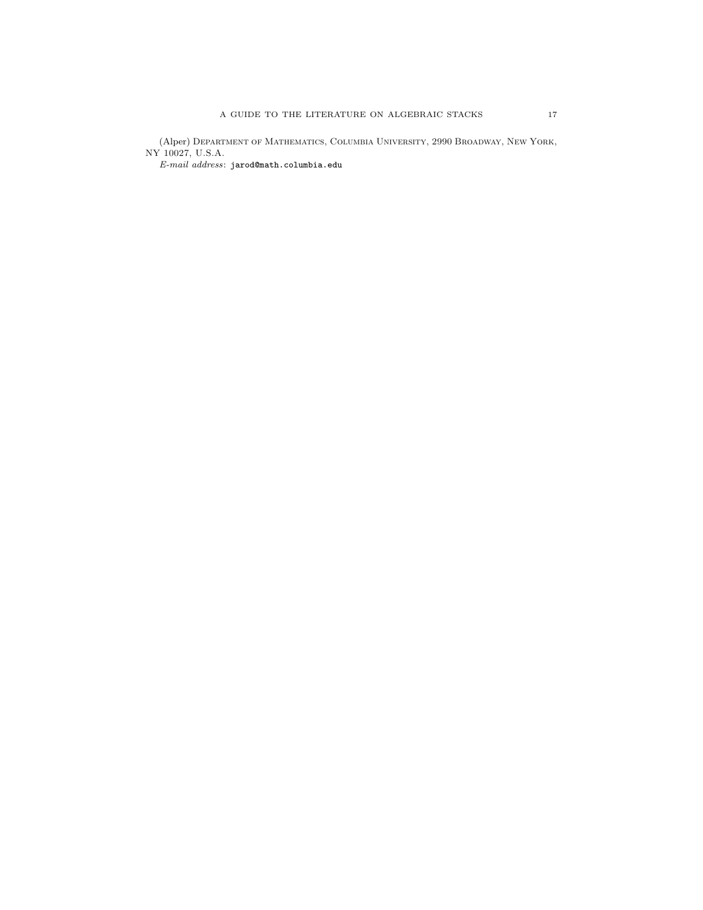(Alper) Department of Mathematics, Columbia University, 2990 Broadway, New York, NY 10027, U.S.A.

*E-mail address*: jarod@math.columbia.edu